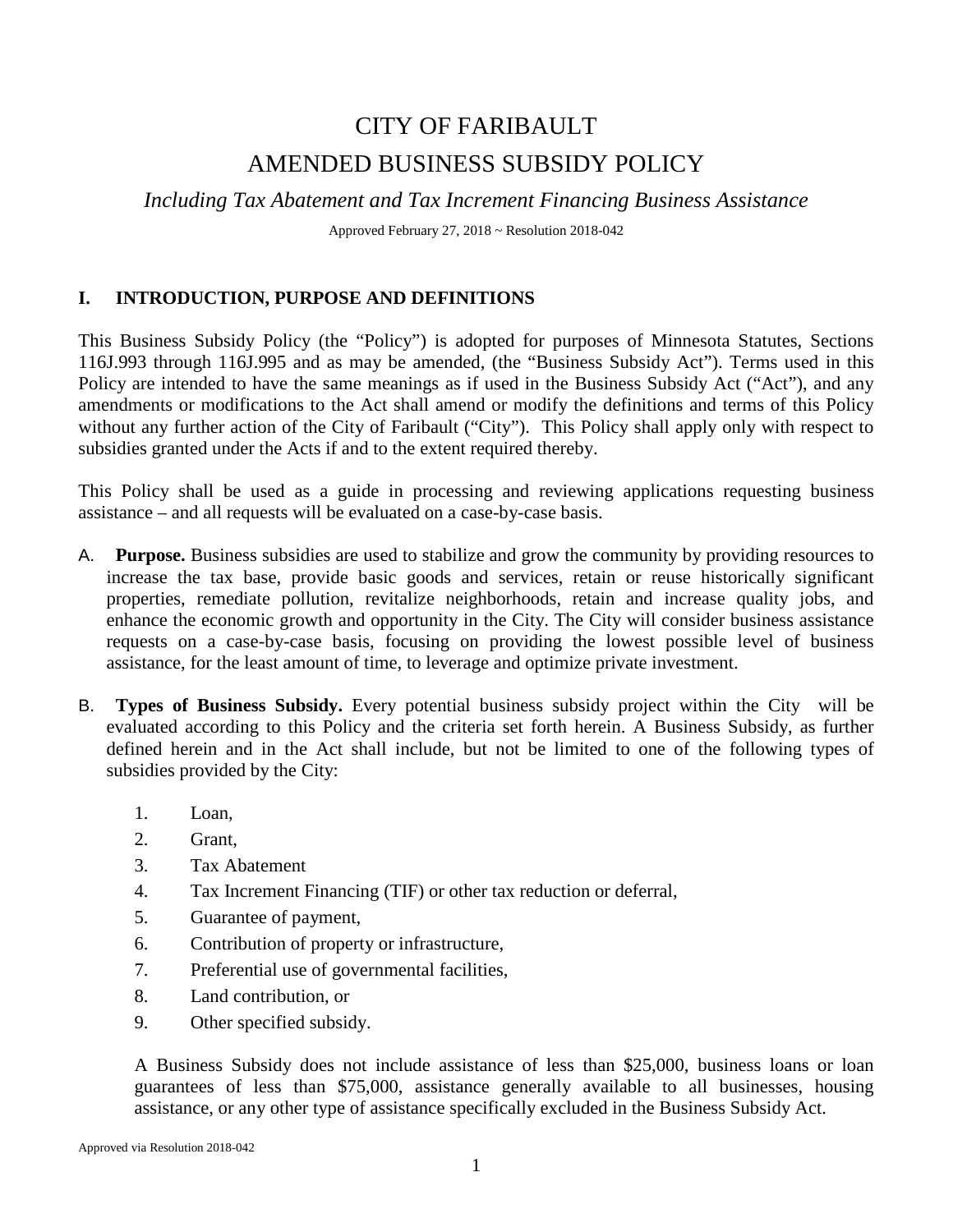# CITY OF FARIBAULT

# AMENDED BUSINESS SUBSIDY POLICY

*Including Tax Abatement and Tax Increment Financing Business Assistance*

Approved February 27, 2018 ~ Resolution 2018-042

## I. INTRODUCTION, PURPOSE AND DEFINITIONS

This Business Subsidy Policy (the "Policy") is adopted for purposes of Minnesota Statutes, Sections 116J.993 through 116J.995 and as may be amended, (the "Business Subsidy Act"). Terms used in this Policy are intended to have the same meanings as if used in the Business Subsidy Act ("Act"), and any amendments or modifications to the Act shall amend or modify the definitions and terms of this Policy without any further action of the City of Faribault ("City"). This Policy shall apply only with respect to subsidies granted under the Acts if and to the extent required thereby.

This Policy shall be used as a guide in processing and reviewing applications requesting business assistance – and all requests will be evaluated on a case-by-case basis.

A. **Purpose.** Business subsidies are used to stabilize and grow the community by providing resources to increase the tax base, provide basic goods and services, retain or reuse historically significant properties, remediate pollution, revitalize neighborhoods, retain and increase quality jobs, and enhance the economic growth and opportunity in the City. The City will consider business assistance requests on a case-by-case basis, focusing on providing the lowest possible level of business assistance, for the least amount of time, to leverage and optimize private investment.

B. **Types of Business Subsidy.** Every potential business subsidy project within the City will be evaluated according to this Policy and the criteria set forth herein. A Business Subsidy, as further defined herein and in the Act shall include, but not be limited to one of the following types of subsidies provided by the City:

1. Loan,
2. Grant,
3. Tax Abatement
4. Tax Increment Financing (TIF) or other tax reduction or deferral,
5. Guarantee of payment,
6. Contribution of property or infrastructure,
7. Preferential use of governmental facilities,
8. Land contribution, or
9. Other specified subsidy.

A Business Subsidy does not include assistance of less than $25,000, business loans or loan guarantees of less than $75,000, assistance generally available to all businesses, housing assistance, or any other type of assistance specifically excluded in the Business Subsidy Act.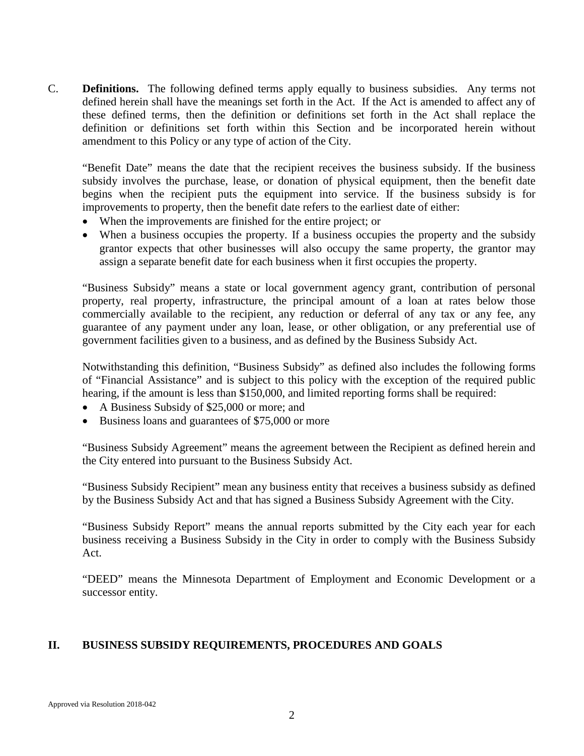C. **Definitions.** The following defined terms apply equally to business subsidies. Any terms not defined herein shall have the meanings set forth in the Act. If the Act is amended to affect any of these defined terms, then the definition or definitions set forth in the Act shall replace the definition or definitions set forth within this Section and be incorporated herein without amendment to this Policy or any type of action of the City.

"Benefit Date" means the date that the recipient receives the business subsidy. If the business subsidy involves the purchase, lease, or donation of physical equipment, then the benefit date begins when the recipient puts the equipment into service. If the business subsidy is for improvements to property, then the benefit date refers to the earliest date of either:

- When the improvements are finished for the entire project; or
- When a business occupies the property. If a business occupies the property and the subsidy grantor expects that other businesses will also occupy the same property, the grantor may assign a separate benefit date for each business when it first occupies the property.

"Business Subsidy" means a state or local government agency grant, contribution of personal property, real property, infrastructure, the principal amount of a loan at rates below those commercially available to the recipient, any reduction or deferral of any tax or any fee, any guarantee of any payment under any loan, lease, or other obligation, or any preferential use of government facilities given to a business, and as defined by the Business Subsidy Act.

Notwithstanding this definition, "Business Subsidy" as defined also includes the following forms of "Financial Assistance" and is subject to this policy with the exception of the required public hearing, if the amount is less than $150,000, and limited reporting forms shall be required:

- A Business Subsidy of $25,000 or more; and
- Business loans and guarantees of $75,000 or more

"Business Subsidy Agreement" means the agreement between the Recipient as defined herein and the City entered into pursuant to the Business Subsidy Act.

"Business Subsidy Recipient" mean any business entity that receives a business subsidy as defined by the Business Subsidy Act and that has signed a Business Subsidy Agreement with the City.

"Business Subsidy Report" means the annual reports submitted by the City each year for each business receiving a Business Subsidy in the City in order to comply with the Business Subsidy Act.

"DEED" means the Minnesota Department of Employment and Economic Development or a successor entity.

## II. BUSINESS SUBSIDY REQUIREMENTS, PROCEDURES AND GOALS

Approved via Resolution 2018-042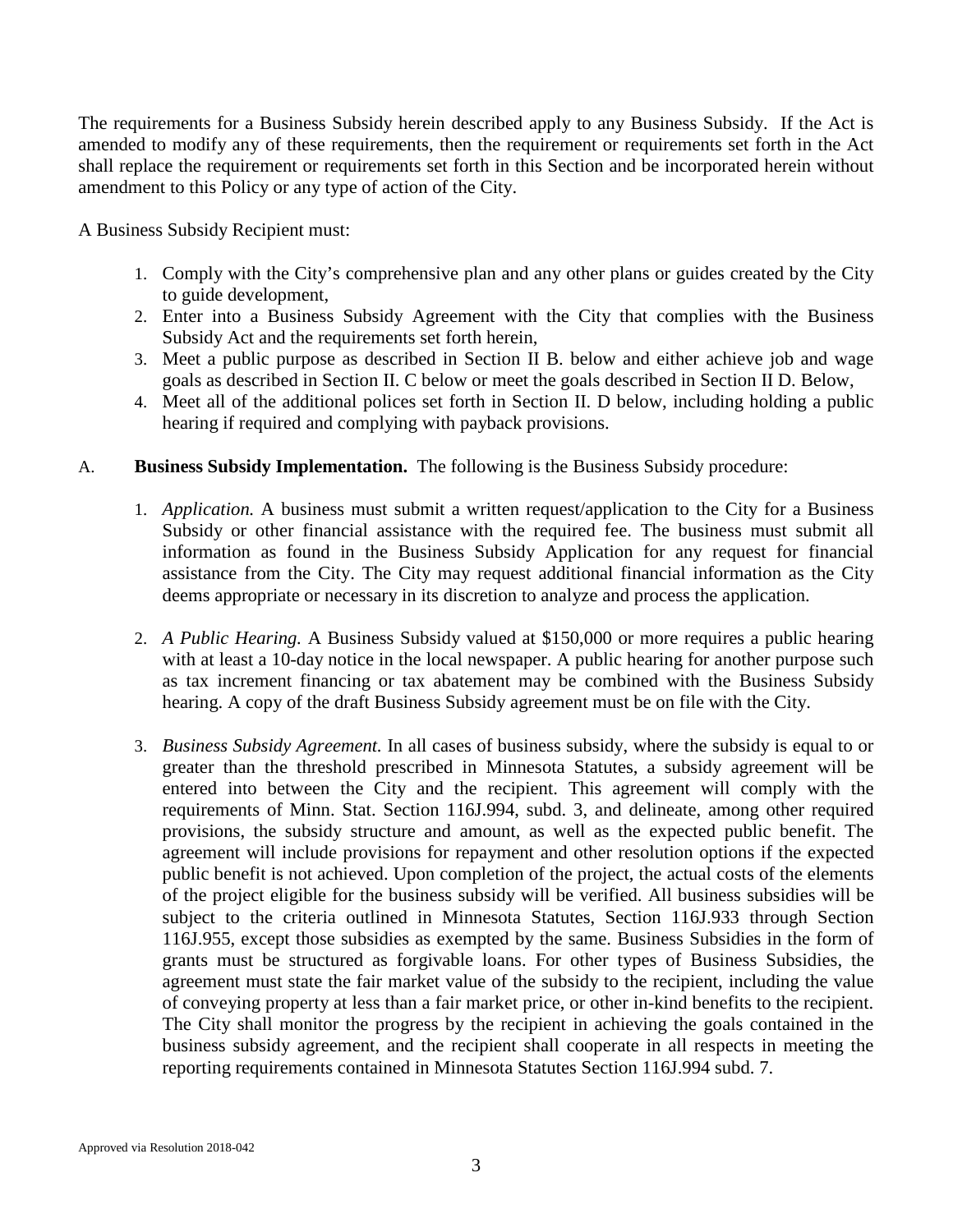The requirements for a Business Subsidy herein described apply to any Business Subsidy. If the Act is amended to modify any of these requirements, then the requirement or requirements set forth in the Act shall replace the requirement or requirements set forth in this Section and be incorporated herein without amendment to this Policy or any type of action of the City.

A Business Subsidy Recipient must:

1. Comply with the City's comprehensive plan and any other plans or guides created by the City to guide development,
2. Enter into a Business Subsidy Agreement with the City that complies with the Business Subsidy Act and the requirements set forth herein,
3. Meet a public purpose as described in Section II B. below and either achieve job and wage goals as described in Section II. C below or meet the goals described in Section II D. Below,
4. Meet all of the additional polices set forth in Section II. D below, including holding a public hearing if required and complying with payback provisions.

A. **Business Subsidy Implementation.** The following is the Business Subsidy procedure:

1. *Application.* A business must submit a written request/application to the City for a Business Subsidy or other financial assistance with the required fee. The business must submit all information as found in the Business Subsidy Application for any request for financial assistance from the City. The City may request additional financial information as the City deems appropriate or necessary in its discretion to analyze and process the application.

2. *A Public Hearing.* A Business Subsidy valued at $150,000 or more requires a public hearing with at least a 10-day notice in the local newspaper. A public hearing for another purpose such as tax increment financing or tax abatement may be combined with the Business Subsidy hearing. A copy of the draft Business Subsidy agreement must be on file with the City.

3. *Business Subsidy Agreement.* In all cases of business subsidy, where the subsidy is equal to or greater than the threshold prescribed in Minnesota Statutes, a subsidy agreement will be entered into between the City and the recipient. This agreement will comply with the requirements of Minn. Stat. Section 116J.994, subd. 3, and delineate, among other required provisions, the subsidy structure and amount, as well as the expected public benefit. The agreement will include provisions for repayment and other resolution options if the expected public benefit is not achieved. Upon completion of the project, the actual costs of the elements of the project eligible for the business subsidy will be verified. All business subsidies will be subject to the criteria outlined in Minnesota Statutes, Section 116J.933 through Section 116J.955, except those subsidies as exempted by the same. Business Subsidies in the form of grants must be structured as forgivable loans. For other types of Business Subsidies, the agreement must state the fair market value of the subsidy to the recipient, including the value of conveying property at less than a fair market price, or other in-kind benefits to the recipient. The City shall monitor the progress by the recipient in achieving the goals contained in the business subsidy agreement, and the recipient shall cooperate in all respects in meeting the reporting requirements contained in Minnesota Statutes Section 116J.994 subd. 7.

Approved via Resolution 2018-042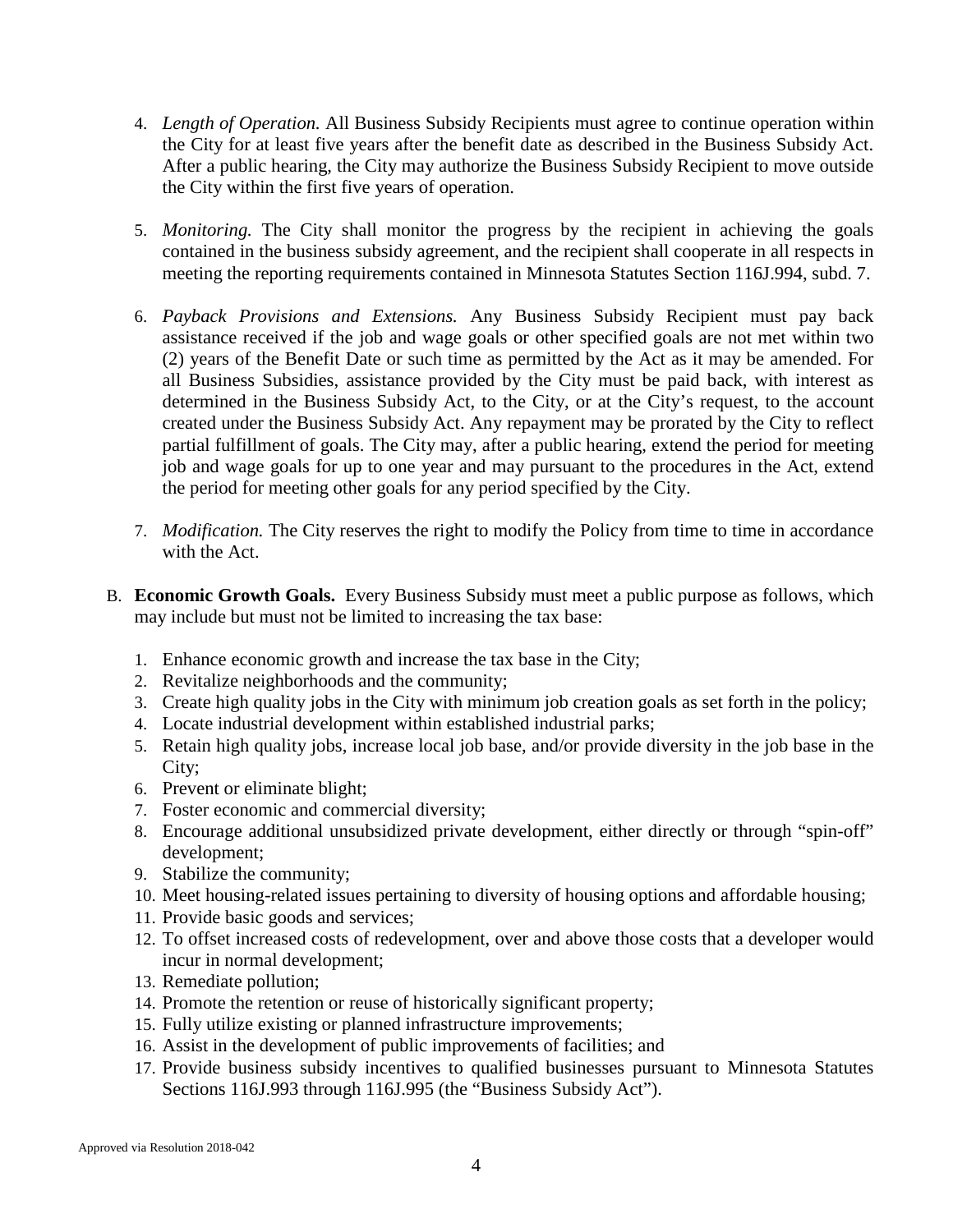4. *Length of Operation.* All Business Subsidy Recipients must agree to continue operation within the City for at least five years after the benefit date as described in the Business Subsidy Act. After a public hearing, the City may authorize the Business Subsidy Recipient to move outside the City within the first five years of operation.

5. *Monitoring.* The City shall monitor the progress by the recipient in achieving the goals contained in the business subsidy agreement, and the recipient shall cooperate in all respects in meeting the reporting requirements contained in Minnesota Statutes Section 116J.994, subd. 7.

6. *Payback Provisions and Extensions.* Any Business Subsidy Recipient must pay back assistance received if the job and wage goals or other specified goals are not met within two (2) years of the Benefit Date or such time as permitted by the Act as it may be amended. For all Business Subsidies, assistance provided by the City must be paid back, with interest as determined in the Business Subsidy Act, to the City, or at the City's request, to the account created under the Business Subsidy Act. Any repayment may be prorated by the City to reflect partial fulfillment of goals. The City may, after a public hearing, extend the period for meeting job and wage goals for up to one year and may pursuant to the procedures in the Act, extend the period for meeting other goals for any period specified by the City.

7. *Modification.* The City reserves the right to modify the Policy from time to time in accordance with the Act.

B. **Economic Growth Goals.** Every Business Subsidy must meet a public purpose as follows, which may include but must not be limited to increasing the tax base:

1. Enhance economic growth and increase the tax base in the City;
2. Revitalize neighborhoods and the community;
3. Create high quality jobs in the City with minimum job creation goals as set forth in the policy;
4. Locate industrial development within established industrial parks;
5. Retain high quality jobs, increase local job base, and/or provide diversity in the job base in the City;
6. Prevent or eliminate blight;
7. Foster economic and commercial diversity;
8. Encourage additional unsubsidized private development, either directly or through "spin-off" development;
9. Stabilize the community;
10. Meet housing-related issues pertaining to diversity of housing options and affordable housing;
11. Provide basic goods and services;
12. To offset increased costs of redevelopment, over and above those costs that a developer would incur in normal development;
13. Remediate pollution;
14. Promote the retention or reuse of historically significant property;
15. Fully utilize existing or planned infrastructure improvements;
16. Assist in the development of public improvements of facilities; and
17. Provide business subsidy incentives to qualified businesses pursuant to Minnesota Statutes Sections 116J.993 through 116J.995 (the "Business Subsidy Act").

Approved via Resolution 2018-042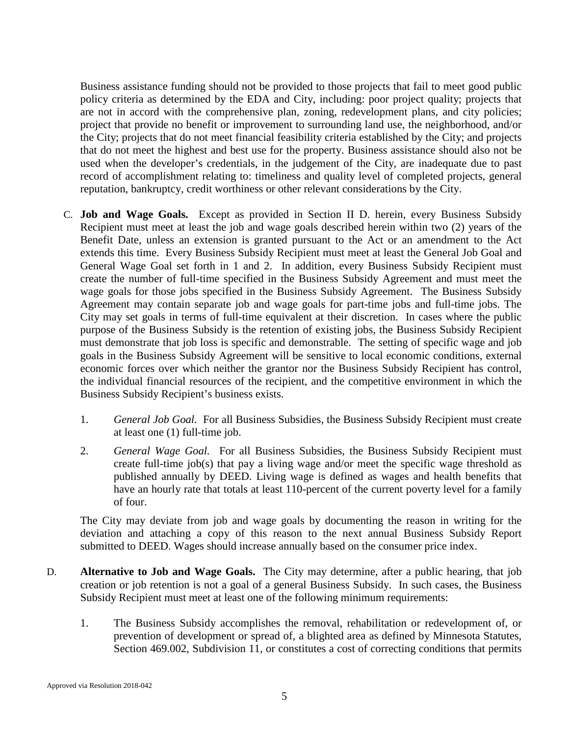Business assistance funding should not be provided to those projects that fail to meet good public policy criteria as determined by the EDA and City, including: poor project quality; projects that are not in accord with the comprehensive plan, zoning, redevelopment plans, and city policies; project that provide no benefit or improvement to surrounding land use, the neighborhood, and/or the City; projects that do not meet financial feasibility criteria established by the City; and projects that do not meet the highest and best use for the property. Business assistance should also not be used when the developer's credentials, in the judgement of the City, are inadequate due to past record of accomplishment relating to: timeliness and quality level of completed projects, general reputation, bankruptcy, credit worthiness or other relevant considerations by the City.

C. **Job and Wage Goals.** Except as provided in Section II D. herein, every Business Subsidy Recipient must meet at least the job and wage goals described herein within two (2) years of the Benefit Date, unless an extension is granted pursuant to the Act or an amendment to the Act extends this time. Every Business Subsidy Recipient must meet at least the General Job Goal and General Wage Goal set forth in 1 and 2. In addition, every Business Subsidy Recipient must create the number of full-time specified in the Business Subsidy Agreement and must meet the wage goals for those jobs specified in the Business Subsidy Agreement. The Business Subsidy Agreement may contain separate job and wage goals for part-time jobs and full-time jobs. The City may set goals in terms of full-time equivalent at their discretion. In cases where the public purpose of the Business Subsidy is the retention of existing jobs, the Business Subsidy Recipient must demonstrate that job loss is specific and demonstrable. The setting of specific wage and job goals in the Business Subsidy Agreement will be sensitive to local economic conditions, external economic forces over which neither the grantor nor the Business Subsidy Recipient has control, the individual financial resources of the recipient, and the competitive environment in which the Business Subsidy Recipient's business exists.

   1. *General Job Goal.* For all Business Subsidies, the Business Subsidy Recipient must create at least one (1) full-time job.

   2. *General Wage Goal.* For all Business Subsidies, the Business Subsidy Recipient must create full-time job(s) that pay a living wage and/or meet the specific wage threshold as published annually by DEED. Living wage is defined as wages and health benefits that have an hourly rate that totals at least 110-percent of the current poverty level for a family of four.

   The City may deviate from job and wage goals by documenting the reason in writing for the deviation and attaching a copy of this reason to the next annual Business Subsidy Report submitted to DEED. Wages should increase annually based on the consumer price index.

D. **Alternative to Job and Wage Goals.** The City may determine, after a public hearing, that job creation or job retention is not a goal of a general Business Subsidy. In such cases, the Business Subsidy Recipient must meet at least one of the following minimum requirements:

   1. The Business Subsidy accomplishes the removal, rehabilitation or redevelopment of, or prevention of development or spread of, a blighted area as defined by Minnesota Statutes, Section 469.002, Subdivision 11, or constitutes a cost of correcting conditions that permits

Approved via Resolution 2018-042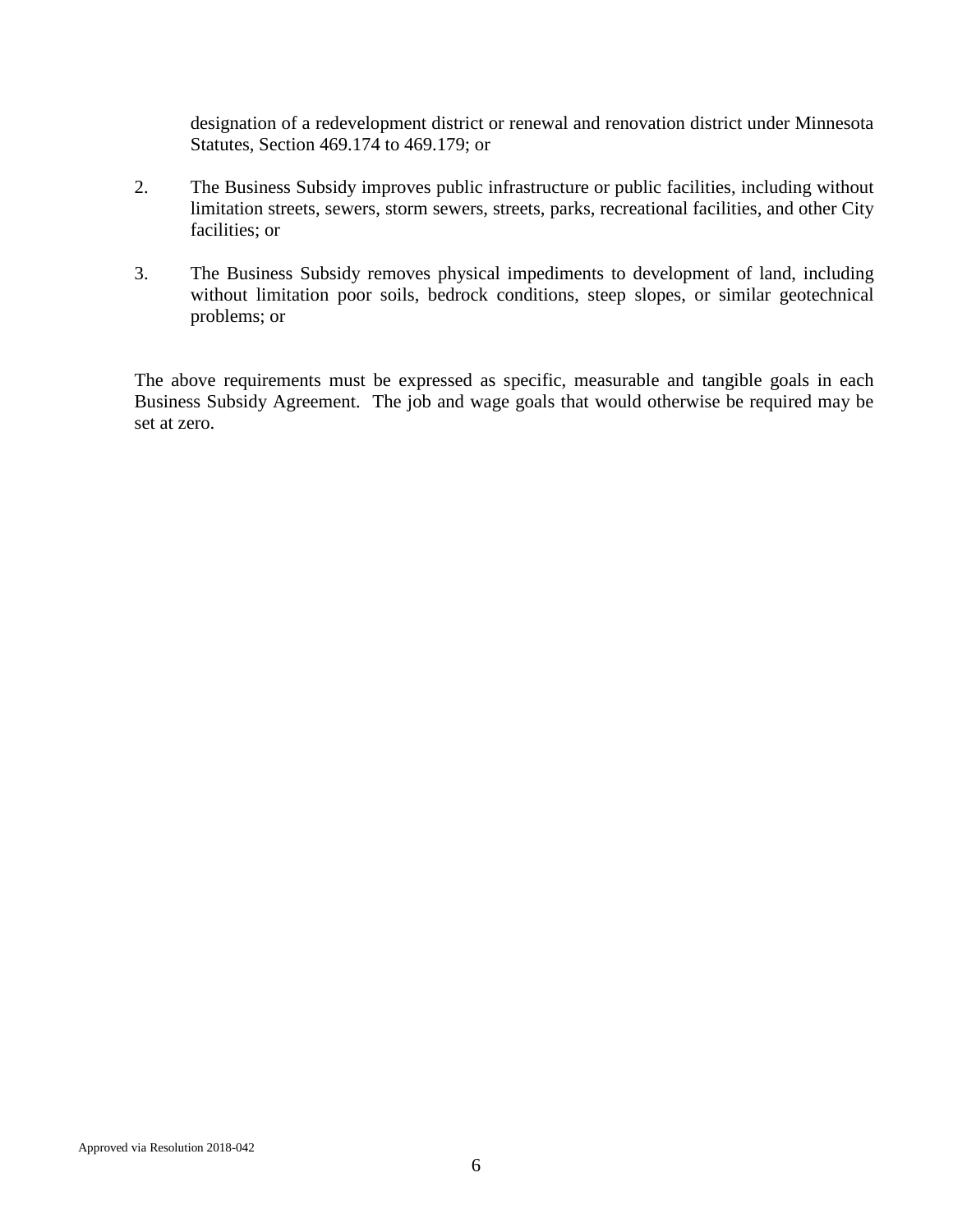designation of a redevelopment district or renewal and renovation district under Minnesota Statutes, Section 469.174 to 469.179; or

2. The Business Subsidy improves public infrastructure or public facilities, including without limitation streets, sewers, storm sewers, streets, parks, recreational facilities, and other City facilities; or

3. The Business Subsidy removes physical impediments to development of land, including without limitation poor soils, bedrock conditions, steep slopes, or similar geotechnical problems; or

The above requirements must be expressed as specific, measurable and tangible goals in each Business Subsidy Agreement. The job and wage goals that would otherwise be required may be set at zero.

Approved via Resolution 2018-042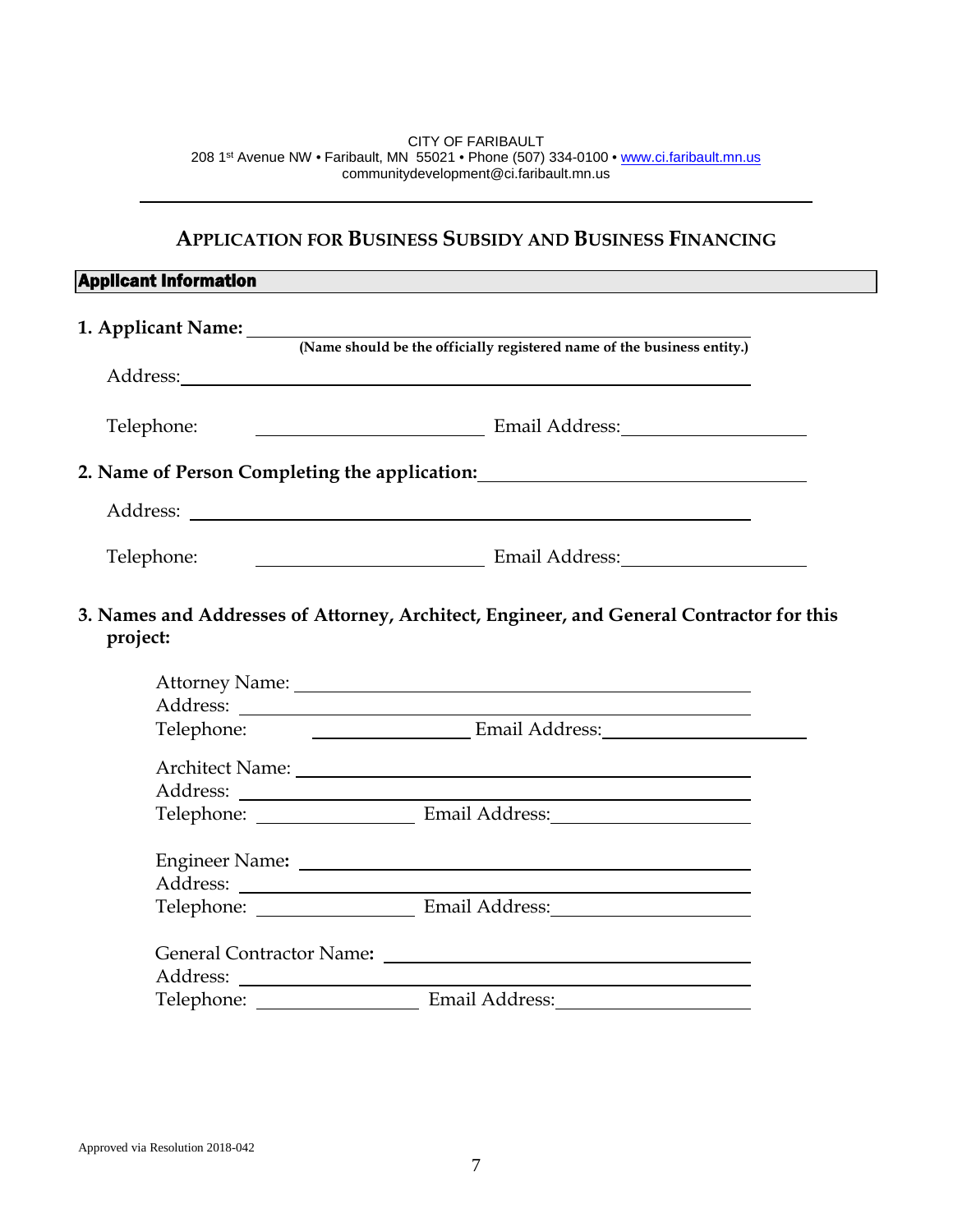CITY OF FARIBAULT
208 1st Avenue NW • Faribault, MN 55021 • Phone (507) 334-0100 • www.ci.faribault.mn.us
communitydevelopment@ci.faribault.mn.us

---

# APPLICATION FOR BUSINESS SUBSIDY AND BUSINESS FINANCING

## Applicant Information

**1. Applicant Name:** ______________________________________________
**(Name should be the officially registered name of the business entity.)**

Address: ______________________________________________

Telephone: ____________________ Email Address: ____________________

**2. Name of Person Completing the application:** ______________________________

Address: ______________________________________________

Telephone: ____________________ Email Address: ____________________

**3. Names and Addresses of Attorney, Architect, Engineer, and General Contractor for this project:**

Attorney Name: ______________________________________________
Address: ______________________________________________
Telephone: ____________________ Email Address: ____________________

Architect Name: ______________________________________________
Address: ______________________________________________
Telephone: ____________________ Email Address: ____________________

Engineer Name: ______________________________________________
Address: ______________________________________________
Telephone: ____________________ Email Address: ____________________

General Contractor Name: ______________________________________________
Address: ______________________________________________
Telephone: ____________________ Email Address: ____________________

Approved via Resolution 2018-042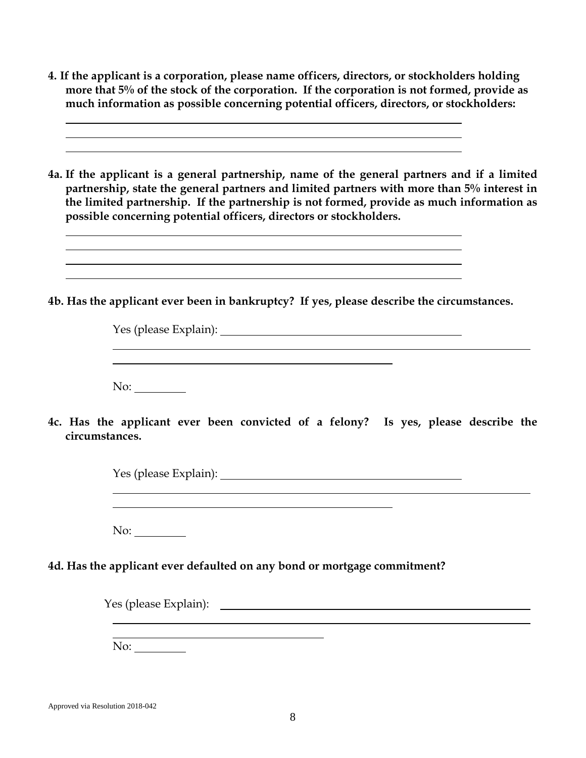**4. If the applicant is a corporation, please name officers, directors, or stockholders holding more that 5% of the stock of the corporation. If the corporation is not formed, provide as much information as possible concerning potential officers, directors, or stockholders:**

\_\_\_\_\_\_\_\_\_\_\_\_\_\_\_\_\_\_\_\_\_\_\_\_\_\_\_\_\_\_\_\_\_\_\_\_\_\_\_\_\_\_\_\_\_\_\_\_\_\_\_\_\_\_\_\_\_\_

\_\_\_\_\_\_\_\_\_\_\_\_\_\_\_\_\_\_\_\_\_\_\_\_\_\_\_\_\_\_\_\_\_\_\_\_\_\_\_\_\_\_\_\_\_\_\_\_\_\_\_\_\_\_\_\_\_\_

\_\_\_\_\_\_\_\_\_\_\_\_\_\_\_\_\_\_\_\_\_\_\_\_\_\_\_\_\_\_\_\_\_\_\_\_\_\_\_\_\_\_\_\_\_\_\_\_\_\_\_\_\_\_\_\_\_\_

**4a. If the applicant is a general partnership, name of the general partners and if a limited partnership, state the general partners and limited partners with more than 5% interest in the limited partnership. If the partnership is not formed, provide as much information as possible concerning potential officers, directors or stockholders.**

\_\_\_\_\_\_\_\_\_\_\_\_\_\_\_\_\_\_\_\_\_\_\_\_\_\_\_\_\_\_\_\_\_\_\_\_\_\_\_\_\_\_\_\_\_\_\_\_\_\_\_\_\_\_\_\_\_\_

\_\_\_\_\_\_\_\_\_\_\_\_\_\_\_\_\_\_\_\_\_\_\_\_\_\_\_\_\_\_\_\_\_\_\_\_\_\_\_\_\_\_\_\_\_\_\_\_\_\_\_\_\_\_\_\_\_\_

\_\_\_\_\_\_\_\_\_\_\_\_\_\_\_\_\_\_\_\_\_\_\_\_\_\_\_\_\_\_\_\_\_\_\_\_\_\_\_\_\_\_\_\_\_\_\_\_\_\_\_\_\_\_\_\_\_\_

\_\_\_\_\_\_\_\_\_\_\_\_\_\_\_\_\_\_\_\_\_\_\_\_\_\_\_\_\_\_\_\_\_\_\_\_\_\_\_\_\_\_\_\_\_\_\_\_\_\_\_\_\_\_\_\_\_\_

**4b. Has the applicant ever been in bankruptcy? If yes, please describe the circumstances.**

Yes (please Explain): \_\_\_\_\_\_\_\_\_\_\_\_\_\_\_\_\_\_\_\_\_\_\_\_\_\_\_\_\_\_\_\_\_\_\_\_\_\_\_\_

\_\_\_\_\_\_\_\_\_\_\_\_\_\_\_\_\_\_\_\_\_\_\_\_\_\_\_\_\_\_\_\_\_\_\_\_\_\_\_\_\_\_\_\_\_\_\_\_\_\_\_\_\_\_\_\_\_\_

\_\_\_\_\_\_\_\_\_\_\_\_\_\_\_\_\_\_\_\_\_\_\_\_\_\_\_\_\_\_\_\_\_\_\_\_\_\_\_\_\_\_\_\_\_\_

No: \_\_\_\_\_\_\_\_\_

**4c. Has the applicant ever been convicted of a felony? Is yes, please describe the circumstances.**

Yes (please Explain): \_\_\_\_\_\_\_\_\_\_\_\_\_\_\_\_\_\_\_\_\_\_\_\_\_\_\_\_\_\_\_\_\_\_\_\_\_\_\_\_

\_\_\_\_\_\_\_\_\_\_\_\_\_\_\_\_\_\_\_\_\_\_\_\_\_\_\_\_\_\_\_\_\_\_\_\_\_\_\_\_\_\_\_\_\_\_\_\_\_\_\_\_\_\_\_\_\_\_

\_\_\_\_\_\_\_\_\_\_\_\_\_\_\_\_\_\_\_\_\_\_\_\_\_\_\_\_\_\_\_\_\_\_\_\_\_\_\_\_\_\_\_\_\_\_

No: \_\_\_\_\_\_\_\_\_

**4d. Has the applicant ever defaulted on any bond or mortgage commitment?**

Yes (please Explain): \_\_\_\_\_\_\_\_\_\_\_\_\_\_\_\_\_\_\_\_\_\_\_\_\_\_\_\_\_\_\_\_\_\_\_\_\_\_\_\_\_\_\_\_\_\_\_\_\_

\_\_\_\_\_\_\_\_\_\_\_\_\_\_\_\_\_\_\_\_\_\_\_\_\_\_\_\_\_\_\_\_\_\_\_\_\_\_\_\_\_\_\_\_\_\_\_\_\_\_\_\_\_\_\_\_\_\_

\_\_\_\_\_\_\_\_\_\_\_\_\_\_\_\_\_\_\_\_\_\_\_\_\_\_\_\_\_\_\_\_\_\_\_\_\_\_

No: \_\_\_\_\_\_\_\_\_

Approved via Resolution 2018-042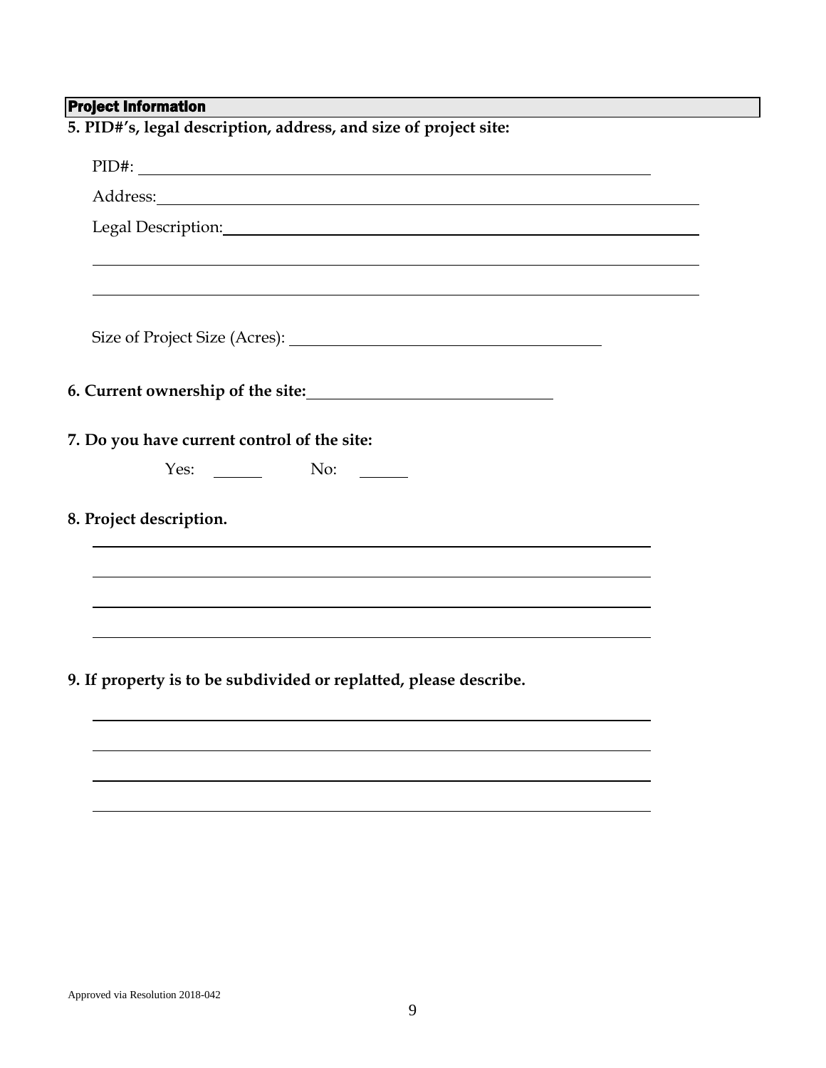## Project Information

**5. PID#'s, legal description, address, and size of project site:**

PID#: ______________________________________________

Address: ______________________________________________

Legal Description: ______________________________________________

______________________________________________

______________________________________________

Size of Project Size (Acres): ______________________________

**6. Current ownership of the site:** ______________________________

**7. Do you have current control of the site:**

Yes: ______ No: ______

**8. Project description.**

______________________________________________

______________________________________________

______________________________________________

______________________________________________

**9. If property is to be subdivided or replatted, please describe.**

______________________________________________

______________________________________________

______________________________________________

______________________________________________

Approved via Resolution 2018-042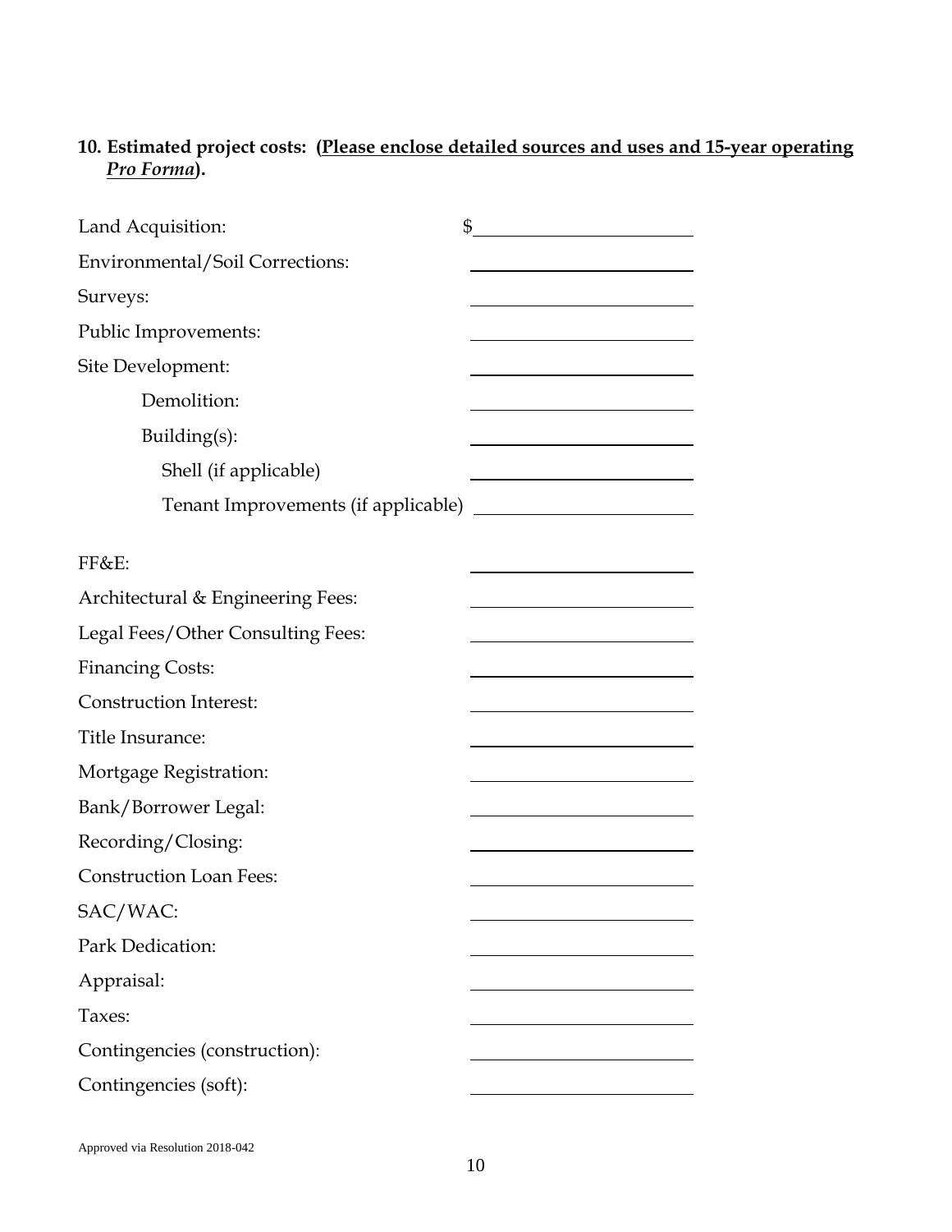**10. Estimated project costs: (<u>Please enclose detailed sources and uses and 15-year operating *Pro Forma*</u>).**

Land Acquisition: $______________________

Environmental/Soil Corrections: ______________________

Surveys: ______________________

Public Improvements: ______________________

Site Development: ______________________

  Demolition: ______________________

  Building(s): ______________________

   Shell (if applicable) ______________________

   Tenant Improvements (if applicable) ______________________

FF&E: ______________________

Architectural & Engineering Fees: ______________________

Legal Fees/Other Consulting Fees: ______________________

Financing Costs: ______________________

Construction Interest: ______________________

Title Insurance: ______________________

Mortgage Registration: ______________________

Bank/Borrower Legal: ______________________

Recording/Closing: ______________________

Construction Loan Fees: ______________________

SAC/WAC: ______________________

Park Dedication: ______________________

Appraisal: ______________________

Taxes: ______________________

Contingencies (construction): ______________________

Contingencies (soft): ______________________

Approved via Resolution 2018-042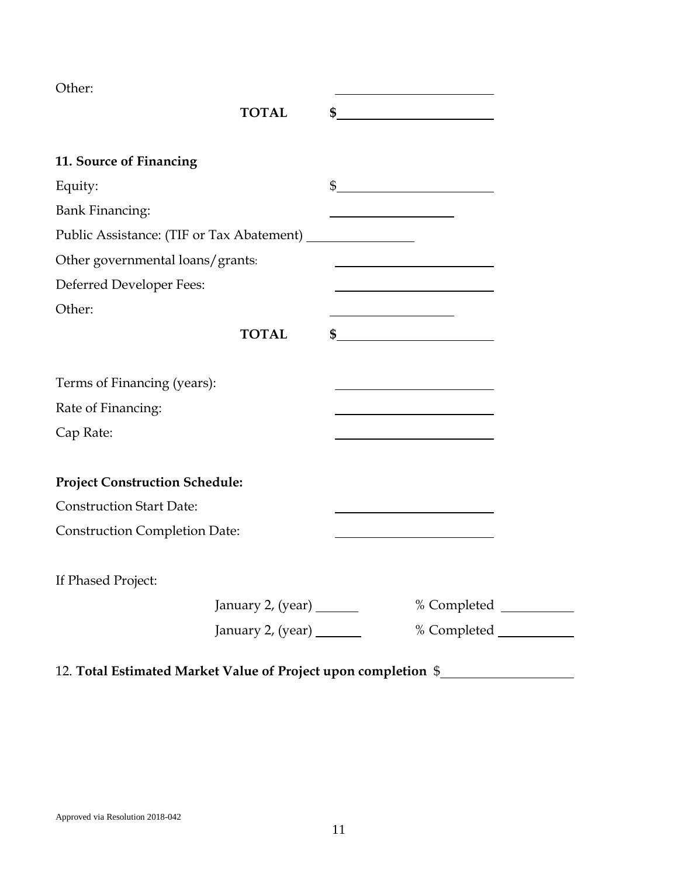Other: ____________________

**TOTAL** **$**____________________

**11. Source of Financing**

Equity: $____________________

Bank Financing: ________________

Public Assistance: (TIF or Tax Abatement) ______________

Other governmental loans/grants: ____________________

Deferred Developer Fees: ____________________

Other: ________________

**TOTAL** **$**____________________

Terms of Financing (years): ____________________

Rate of Financing: ____________________

Cap Rate: ____________________

**Project Construction Schedule:**

Construction Start Date: ____________________

Construction Completion Date: ____________________

If Phased Project:

January 2, (year) ______ % Completed __________

January 2, (year) ______ % Completed __________

12. **Total Estimated Market Value of Project upon completion** $________________

Approved via Resolution 2018-042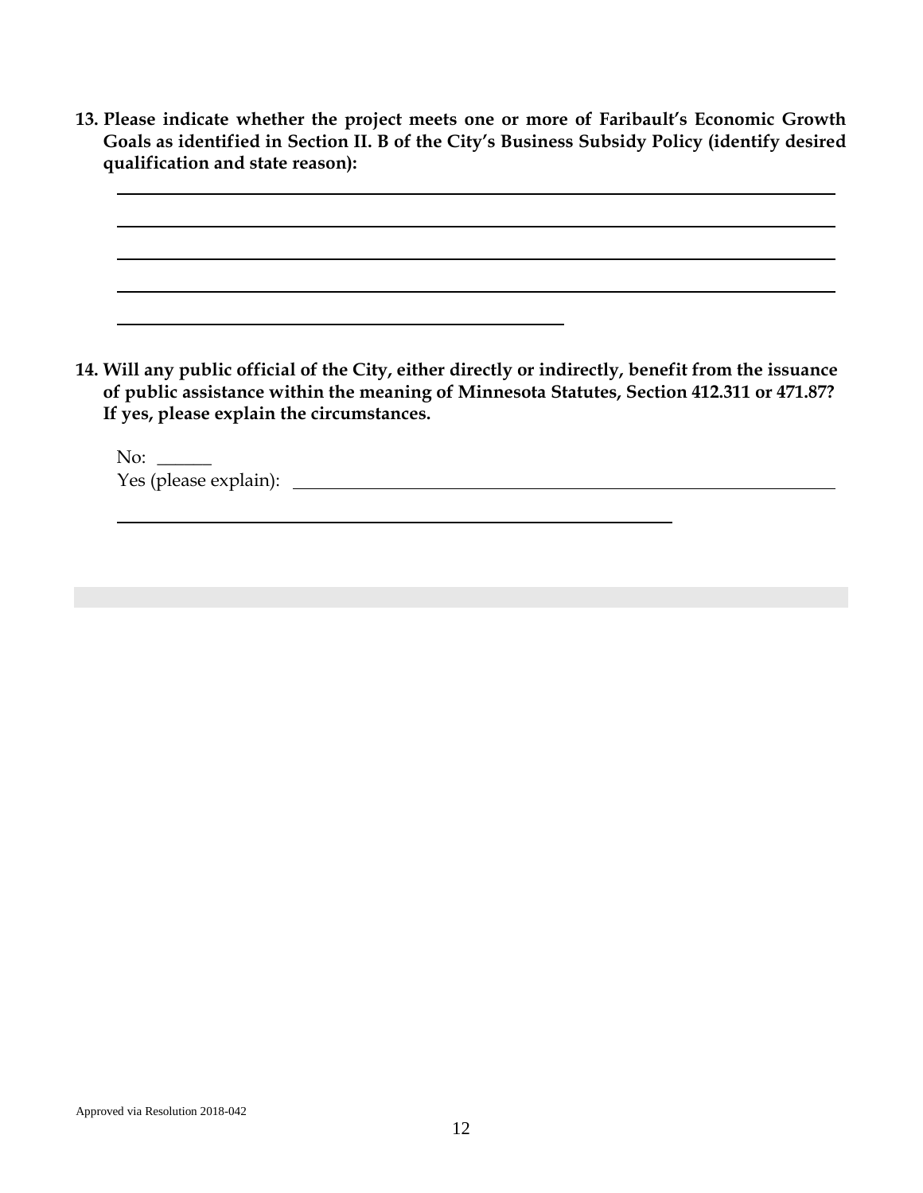**13. Please indicate whether the project meets one or more of Faribault's Economic Growth Goals as identified in Section II. B of the City's Business Subsidy Policy (identify desired qualification and state reason):**

\_\_\_\_\_\_\_\_\_\_\_\_\_\_\_\_\_\_\_\_\_\_\_\_\_\_\_\_\_\_\_\_\_\_\_\_\_\_\_\_\_\_\_\_\_\_\_\_\_\_\_\_\_\_\_\_\_\_\_\_\_\_\_\_\_\_\_\_

\_\_\_\_\_\_\_\_\_\_\_\_\_\_\_\_\_\_\_\_\_\_\_\_\_\_\_\_\_\_\_\_\_\_\_\_\_\_\_\_\_\_\_\_\_\_\_\_\_\_\_\_\_\_\_\_\_\_\_\_\_\_\_\_\_\_\_\_

\_\_\_\_\_\_\_\_\_\_\_\_\_\_\_\_\_\_\_\_\_\_\_\_\_\_\_\_\_\_\_\_\_\_\_\_\_\_\_\_\_\_\_\_\_\_\_\_\_\_\_\_\_\_\_\_\_\_\_\_\_\_\_\_\_\_\_\_

\_\_\_\_\_\_\_\_\_\_\_\_\_\_\_\_\_\_\_\_\_\_\_\_\_\_\_\_\_\_\_\_\_\_\_\_\_\_\_\_\_\_\_\_\_\_\_\_\_\_\_\_\_\_\_\_\_\_\_\_\_\_\_\_\_\_\_\_

\_\_\_\_\_\_\_\_\_\_\_\_\_\_\_\_\_\_\_\_\_\_\_\_\_\_\_\_\_\_\_\_\_\_\_\_\_\_\_\_\_\_

**14. Will any public official of the City, either directly or indirectly, benefit from the issuance of public assistance within the meaning of Minnesota Statutes, Section 412.311 or 471.87? If yes, please explain the circumstances.**

No: \_\_\_\_\_\_

Yes (please explain): \_\_\_\_\_\_\_\_\_\_\_\_\_\_\_\_\_\_\_\_\_\_\_\_\_\_\_\_\_\_\_\_\_\_\_\_\_\_\_\_\_\_\_\_\_\_\_\_

\_\_\_\_\_\_\_\_\_\_\_\_\_\_\_\_\_\_\_\_\_\_\_\_\_\_\_\_\_\_\_\_\_\_\_\_\_\_\_\_\_\_\_\_\_\_\_\_\_\_\_\_

Approved via Resolution 2018-042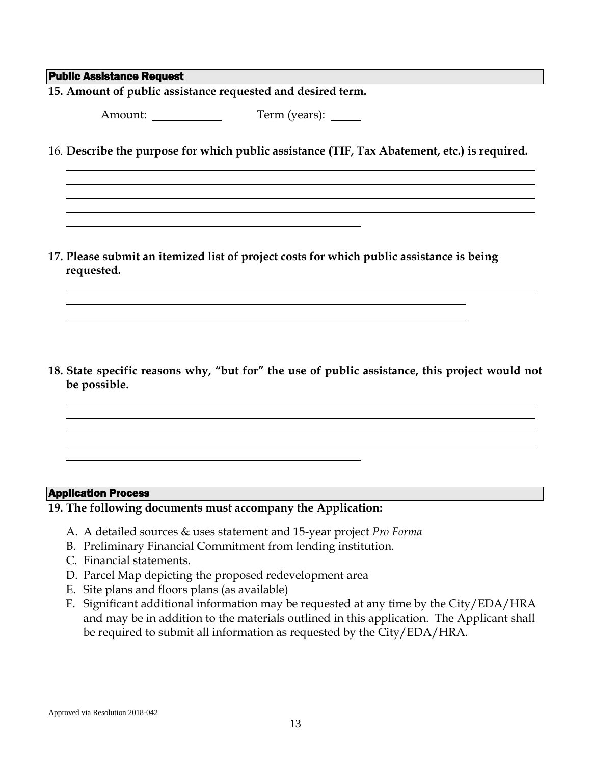## Public Assistance Request

**15. Amount of public assistance requested and desired term.**

Amount: ____________ Term (years): _____

16. **Describe the purpose for which public assistance (TIF, Tax Abatement, etc.) is required.**

**17. Please submit an itemized list of project costs for which public assistance is being requested.**

**18. State specific reasons why, "but for" the use of public assistance, this project would not be possible.**

## Application Process

**19. The following documents must accompany the Application:**

A. A detailed sources & uses statement and 15-year project *Pro Forma*
B. Preliminary Financial Commitment from lending institution.
C. Financial statements.
D. Parcel Map depicting the proposed redevelopment area
E. Site plans and floors plans (as available)
F. Significant additional information may be requested at any time by the City/EDA/HRA and may be in addition to the materials outlined in this application. The Applicant shall be required to submit all information as requested by the City/EDA/HRA.

Approved via Resolution 2018-042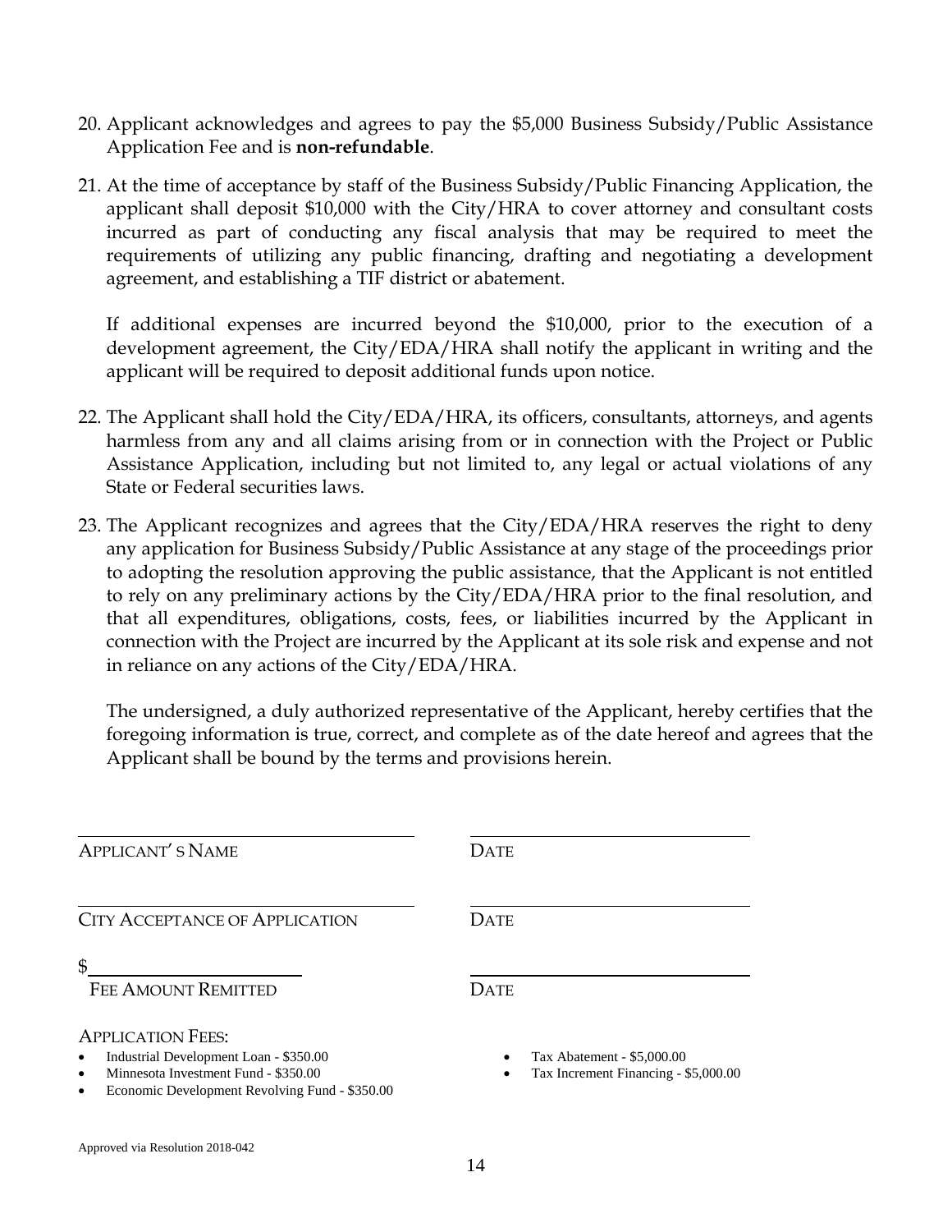20. Applicant acknowledges and agrees to pay the $5,000 Business Subsidy/Public Assistance Application Fee and is **non-refundable**.

21. At the time of acceptance by staff of the Business Subsidy/Public Financing Application, the applicant shall deposit $10,000 with the City/HRA to cover attorney and consultant costs incurred as part of conducting any fiscal analysis that may be required to meet the requirements of utilizing any public financing, drafting and negotiating a development agreement, and establishing a TIF district or abatement.

    If additional expenses are incurred beyond the $10,000, prior to the execution of a development agreement, the City/EDA/HRA shall notify the applicant in writing and the applicant will be required to deposit additional funds upon notice.

22. The Applicant shall hold the City/EDA/HRA, its officers, consultants, attorneys, and agents harmless from any and all claims arising from or in connection with the Project or Public Assistance Application, including but not limited to, any legal or actual violations of any State or Federal securities laws.

23. The Applicant recognizes and agrees that the City/EDA/HRA reserves the right to deny any application for Business Subsidy/Public Assistance at any stage of the proceedings prior to adopting the resolution approving the public assistance, that the Applicant is not entitled to rely on any preliminary actions by the City/EDA/HRA prior to the final resolution, and that all expenditures, obligations, costs, fees, or liabilities incurred by the Applicant in connection with the Project are incurred by the Applicant at its sole risk and expense and not in reliance on any actions of the City/EDA/HRA.

    The undersigned, a duly authorized representative of the Applicant, hereby certifies that the foregoing information is true, correct, and complete as of the date hereof and agrees that the Applicant shall be bound by the terms and provisions herein.

______________________________ ______________________________
APPLICANT'S NAME DATE

______________________________ ______________________________
CITY ACCEPTANCE OF APPLICATION DATE

$______________________ ______________________________
FEE AMOUNT REMITTED DATE

APPLICATION FEES:

- Industrial Development Loan - $350.00
- Minnesota Investment Fund - $350.00
- Economic Development Revolving Fund - $350.00
- Tax Abatement - $5,000.00
- Tax Increment Financing - $5,000.00

Approved via Resolution 2018-042